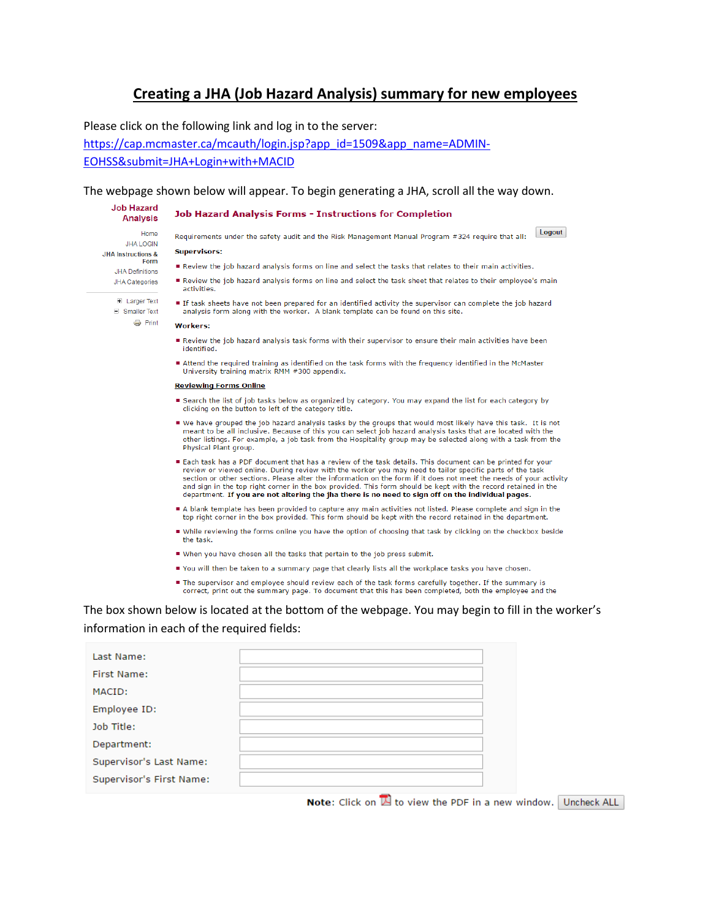# Creating a JHA (Job Hazard Analysis) summary for new employees

Please click on the following link and log in to the server:
https://cap.mcmaster.ca/mcauth/login.jsp?app_id=1509&app_name=ADMIN-EOHSS&submit=JHA+Login+with+MACID

The webpage shown below will appear. To begin generating a JHA, scroll all the way down.

Job Hazard Analysis

- Home
- JHA LOGIN
- JHA Instructions & Form
- JHA Definitions
- JHA Categories

- Larger Text
- Smaller Text
- Print

## Job Hazard Analysis Forms - Instructions for Completion

Logout

Requirements under the safety audit and the Risk Management Manual Program #324 require that all:

**Supervisors:**

- Review the job hazard analysis forms on line and select the tasks that relates to their main activities.
- Review the job hazard analysis forms on line and select the task sheet that relates to their employee's main activities.
- If task sheets have not been prepared for an identified activity the supervisor can complete the job hazard analysis form along with the worker. A blank template can be found on this site.

**Workers:**

- Review the job hazard analysis task forms with their supervisor to ensure their main activities have been identified.
- Attend the required training as identified on the task forms with the frequency identified in the McMaster University training matrix RMM #300 appendix.

**Reviewing Forms Online**

- Search the list of job tasks below as organized by category. You may expand the list for each category by clicking on the button to left of the category title.
- We have grouped the job hazard analysis tasks by the groups that would most likely have this task. It is not meant to be all inclusive. Because of this you can select job hazard analysis tasks that are located with the other listings. For example, a job task from the Hospitality group may be selected along with a task from the Physical Plant group.
- Each task has a PDF document that has a review of the task details. This document can be printed for your review or viewed online. During review with the worker you may need to tailor specific parts of the task section or other sections. Please alter the information on the form if it does not meet the needs of your activity and sign in the top right corner in the box provided. This form should be kept with the record retained in the department. **If you are not altering the jha there is no need to sign off on the individual pages.**
- A blank template has been provided to capture any main activities not listed. Please complete and sign in the top right corner in the box provided. This form should be kept with the record retained in the department.
- While reviewing the forms online you have the option of choosing that task by clicking on the checkbox beside the task.
- When you have chosen all the tasks that pertain to the job press submit.
- You will then be taken to a summary page that clearly lists all the workplace tasks you have chosen.
- The supervisor and employee should review each of the task forms carefully together. If the summary is correct, print out the summary page. To document that this has been completed, both the employee and the

The box shown below is located at the bottom of the webpage. You may begin to fill in the worker's information in each of the required fields:

| Field | |
|---|---|
| Last Name: | |
| First Name: | |
| MACID: | |
| Employee ID: | |
| Job Title: | |
| Department: | |
| Supervisor's Last Name: | |
| Supervisor's First Name: | |

**Note:** Click on [PDF icon] to view the PDF in a new window. Uncheck ALL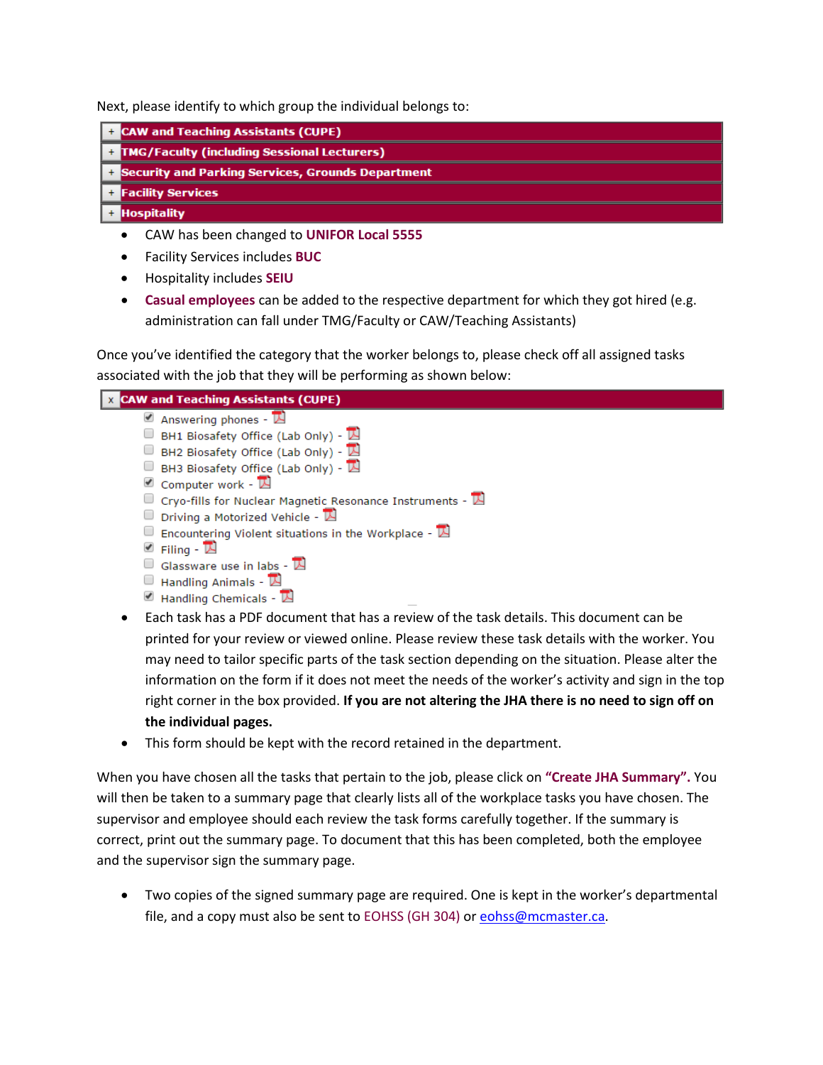Next, please identify to which group the individual belongs to:

+ CAW and Teaching Assistants (CUPE)
+ TMG/Faculty (including Sessional Lecturers)
+ Security and Parking Services, Grounds Department
+ Facility Services
+ Hospitality

- CAW has been changed to **UNIFOR Local 5555**
- Facility Services includes **BUC**
- Hospitality includes **SEIU**
- **Casual employees** can be added to the respective department for which they got hired (e.g. administration can fall under TMG/Faculty or CAW/Teaching Assistants)

Once you've identified the category that the worker belongs to, please check off all assigned tasks associated with the job that they will be performing as shown below:

x CAW and Teaching Assistants (CUPE)

- [x] Answering phones -
- [ ] BH1 Biosafety Office (Lab Only) -
- [ ] BH2 Biosafety Office (Lab Only) -
- [ ] BH3 Biosafety Office (Lab Only) -
- [x] Computer work -
- [ ] Cryo-fills for Nuclear Magnetic Resonance Instruments -
- [ ] Driving a Motorized Vehicle -
- [ ] Encountering Violent situations in the Workplace -
- [x] Filing -
- [ ] Glassware use in labs -
- [ ] Handling Animals -
- [x] Handling Chemicals -

- Each task has a PDF document that has a review of the task details. This document can be printed for your review or viewed online. Please review these task details with the worker. You may need to tailor specific parts of the task section depending on the situation. Please alter the information on the form if it does not meet the needs of the worker's activity and sign in the top right corner in the box provided. **If you are not altering the JHA there is no need to sign off on the individual pages.**
- This form should be kept with the record retained in the department.

When you have chosen all the tasks that pertain to the job, please click on **"Create JHA Summary".** You will then be taken to a summary page that clearly lists all of the workplace tasks you have chosen. The supervisor and employee should each review the task forms carefully together. If the summary is correct, print out the summary page. To document that this has been completed, both the employee and the supervisor sign the summary page.

- Two copies of the signed summary page are required. One is kept in the worker's departmental file, and a copy must also be sent to EOHSS (GH 304) or eohss@mcmaster.ca.